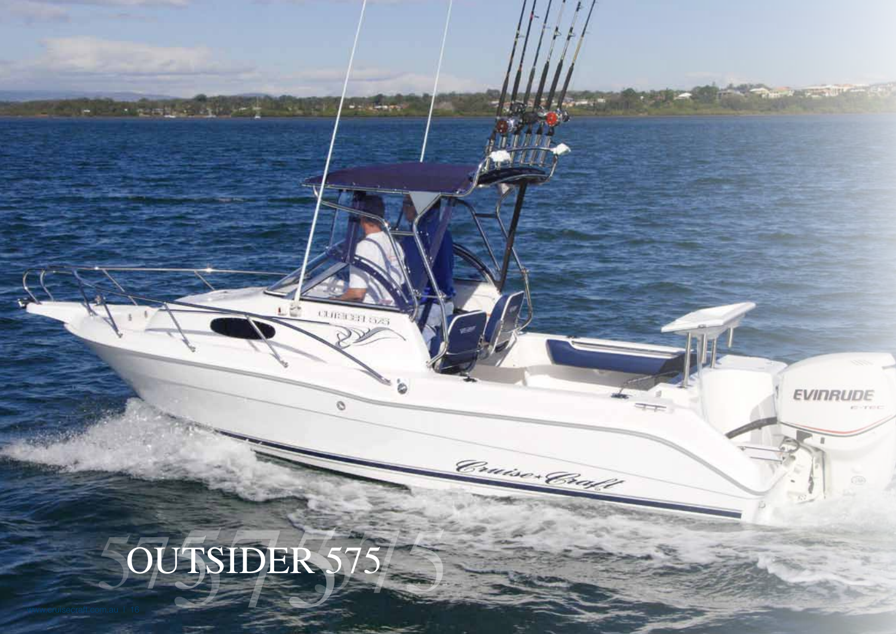# OUTSIDER 575

www.cruisecraft.com.au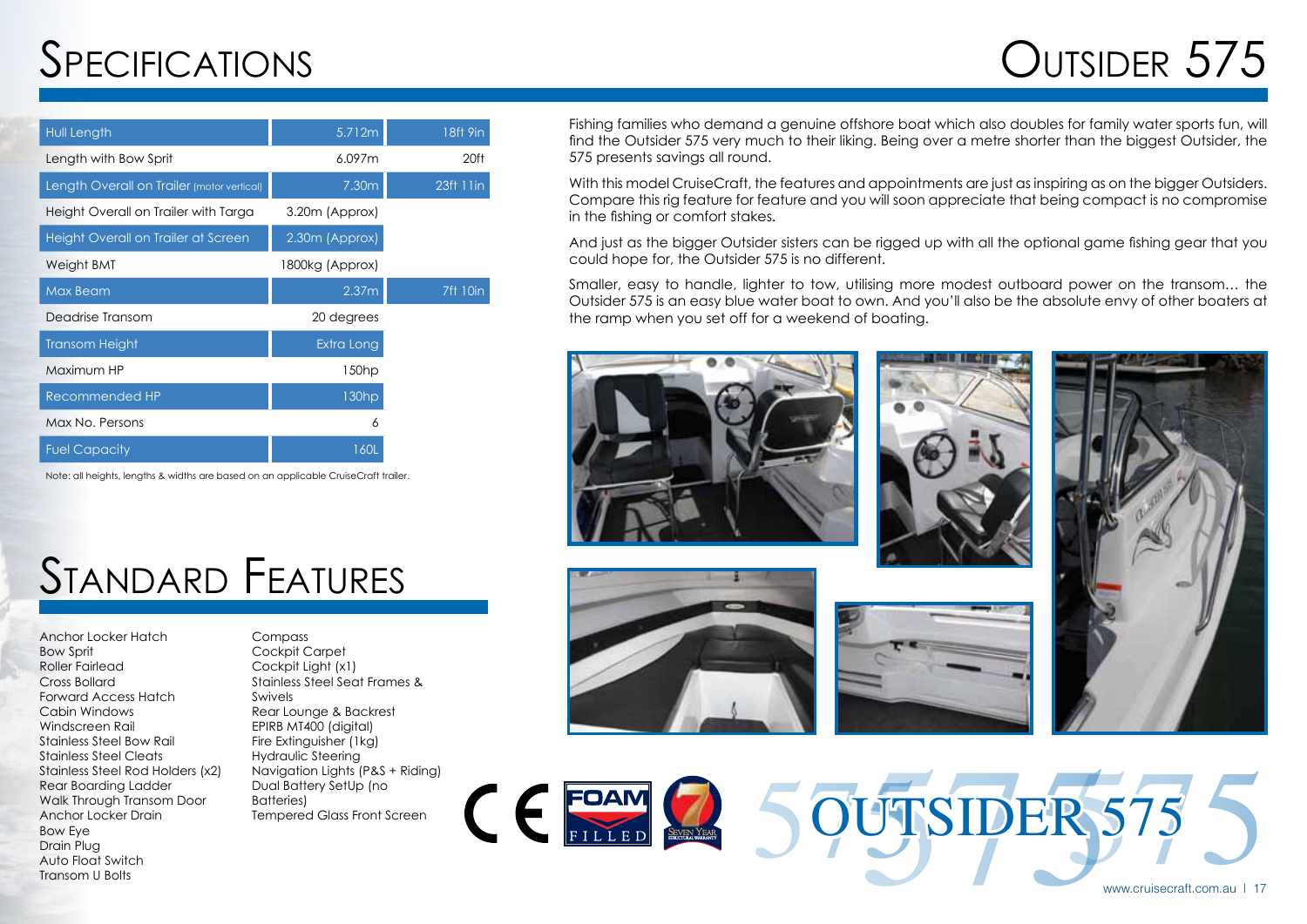# Specifications

# Outsider 575

| | | |
|---|---|---|
| Hull Length | 5.712m | 18ft 9in |
| Length with Bow Sprit | 6.097m | 20ft |
| Length Overall on Trailer (motor vertical) | 7.30m | 23ft 11in |
| Height Overall on Trailer with Targa | 3.20m (Approx) | |
| Height Overall on Trailer at Screen | 2.30m (Approx) | |
| Weight BMT | 1800kg (Approx) | |
| Max Beam | 2.37m | 7ft 10in |
| Deadrise Transom | 20 degrees | |
| Transom Height | Extra Long | |
| Maximum HP | 150hp | |
| Recommended HP | 130hp | |
| Max No. Persons | 6 | |
| Fuel Capacity | 160L | |

Note: all heights, lengths & widths are based on an applicable CruiseCraft trailer.

Fishing families who demand a genuine offshore boat which also doubles for family water sports fun, will find the Outsider 575 very much to their liking. Being over a metre shorter than the biggest Outsider, the 575 presents savings all round.

With this model CruiseCraft, the features and appointments are just as inspiring as on the bigger Outsiders. Compare this rig feature for feature and you will soon appreciate that being compact is no compromise in the fishing or comfort stakes.

And just as the bigger Outsider sisters can be rigged up with all the optional game fishing gear that you could hope for, the Outsider 575 is no different.

Smaller, easy to handle, lighter to tow, utilising more modest outboard power on the transom… the Outsider 575 is an easy blue water boat to own. And you'll also be the absolute envy of other boaters at the ramp when you set off for a weekend of boating.

# Standard Features

- Anchor Locker Hatch
- Bow Sprit
- Roller Fairlead
- Cross Bollard
- Forward Access Hatch
- Cabin Windows
- Windscreen Rail
- Stainless Steel Bow Rail
- Stainless Steel Cleats
- Stainless Steel Rod Holders (x2)
- Rear Boarding Ladder
- Walk Through Transom Door
- Anchor Locker Drain
- Bow Eye
- Drain Plug
- Auto Float Switch
- Transom U Bolts
- Compass
- Cockpit Carpet
- Cockpit Light (x1)
- Stainless Steel Seat Frames & Swivels
- Rear Lounge & Backrest
- EPIRB MT400 (digital)
- Fire Extinguisher (1kg)
- Hydraulic Steering
- Navigation Lights (P&S + Riding)
- Dual Battery SetUp (no Batteries)
- Tempered Glass Front Screen

OUTSIDER 575

www.cruisecraft.com.au